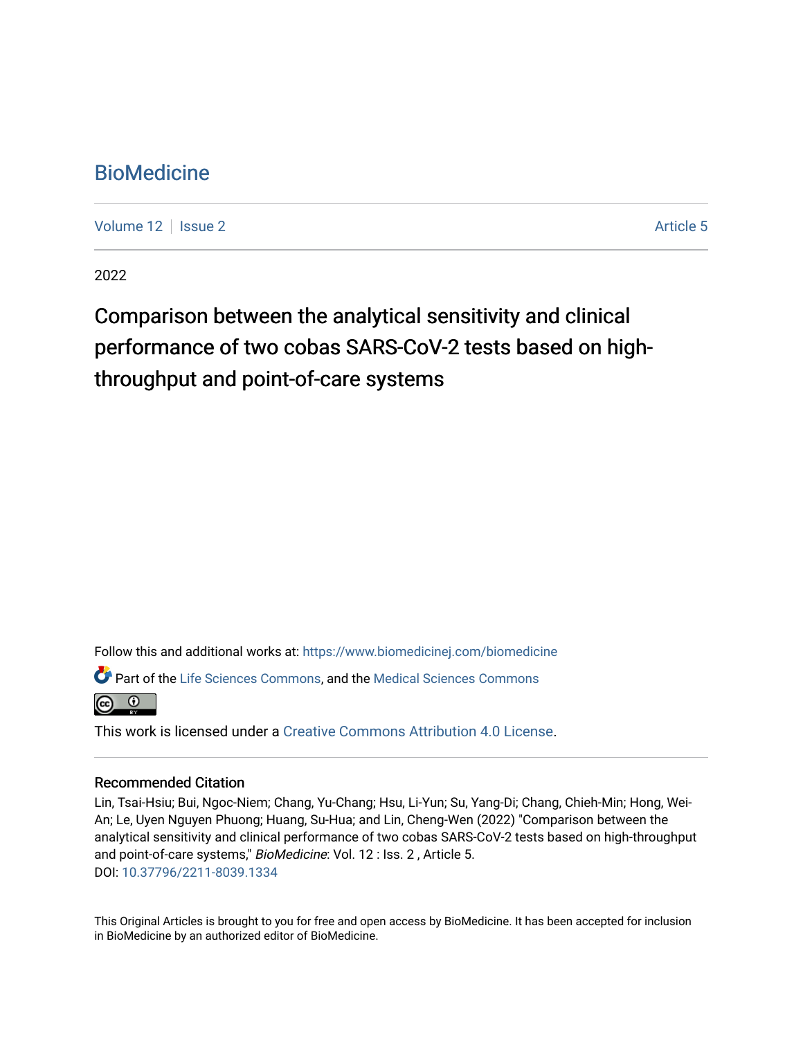# BioMedicine

Volume 12 | Issue 2 | Article 5

2022

## Comparison between the analytical sensitivity and clinical performance of two cobas SARS-CoV-2 tests based on high-throughput and point-of-care systems

Follow this and additional works at: https://www.biomedicinej.com/biomedicine

Part of the Life Sciences Commons, and the Medical Sciences Commons

This work is licensed under a Creative Commons Attribution 4.0 License.

### Recommended Citation

Lin, Tsai-Hsiu; Bui, Ngoc-Niem; Chang, Yu-Chang; Hsu, Li-Yun; Su, Yang-Di; Chang, Chieh-Min; Hong, Wei-An; Le, Uyen Nguyen Phuong; Huang, Su-Hua; and Lin, Cheng-Wen (2022) "Comparison between the analytical sensitivity and clinical performance of two cobas SARS-CoV-2 tests based on high-throughput and point-of-care systems," *BioMedicine*: Vol. 12 : Iss. 2 , Article 5.
DOI: 10.37796/2211-8039.1334

This Original Articles is brought to you for free and open access by BioMedicine. It has been accepted for inclusion in BioMedicine by an authorized editor of BioMedicine.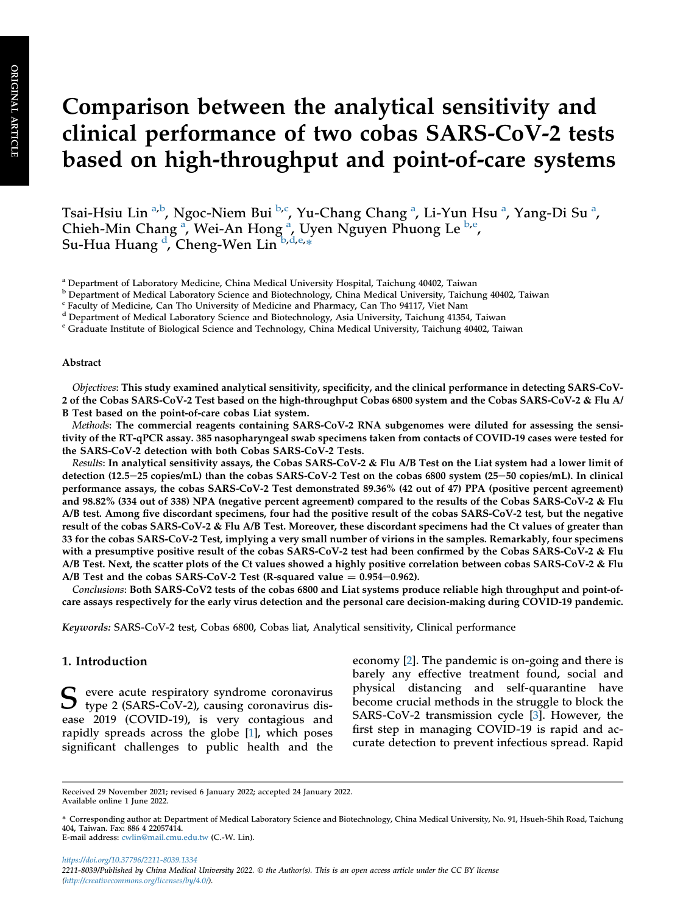# Comparison between the analytical sensitivity and clinical performance of two cobas SARS-CoV-2 tests based on high-throughput and point-of-care systems

Tsai-Hsiu Lin [a,b], Ngoc-Niem Bui [b,c], Yu-Chang Chang [a], Li-Yun Hsu [a], Yang-Di Su [a], Chieh-Min Chang [a], Wei-An Hong [a], Uyen Nguyen Phuong Le [b,e], Su-Hua Huang [d], Cheng-Wen Lin [b,d,e,*]

[a] Department of Laboratory Medicine, China Medical University Hospital, Taichung 40402, Taiwan
[b] Department of Medical Laboratory Science and Biotechnology, China Medical University, Taichung 40402, Taiwan
[c] Faculty of Medicine, Can Tho University of Medicine and Pharmacy, Can Tho 94117, Viet Nam
[d] Department of Medical Laboratory Science and Biotechnology, Asia University, Taichung 41354, Taiwan
[e] Graduate Institute of Biological Science and Technology, China Medical University, Taichung 40402, Taiwan

## Abstract

*Objectives*: **This study examined analytical sensitivity, specificity, and the clinical performance in detecting SARS-CoV-2 of the Cobas SARS-CoV-2 Test based on the high-throughput Cobas 6800 system and the Cobas SARS-CoV-2 & Flu A/B Test based on the point-of-care cobas Liat system.**

*Methods*: **The commercial reagents containing SARS-CoV-2 RNA subgenomes were diluted for assessing the sensitivity of the RT-qPCR assay. 385 nasopharyngeal swab specimens taken from contacts of COVID-19 cases were tested for the SARS-CoV-2 detection with both Cobas SARS-CoV-2 Tests.**

*Results*: **In analytical sensitivity assays, the Cobas SARS-CoV-2 & Flu A/B Test on the Liat system had a lower limit of detection (12.5−25 copies/mL) than the cobas SARS-CoV-2 Test on the cobas 6800 system (25−50 copies/mL). In clinical performance assays, the cobas SARS-CoV-2 Test demonstrated 89.36% (42 out of 47) PPA (positive percent agreement) and 98.82% (334 out of 338) NPA (negative percent agreement) compared to the results of the Cobas SARS-CoV-2 & Flu A/B test. Among five discordant specimens, four had the positive result of the cobas SARS-CoV-2 test, but the negative result of the cobas SARS-CoV-2 & Flu A/B Test. Moreover, these discordant specimens had the Ct values of greater than 33 for the cobas SARS-CoV-2 Test, implying a very small number of virions in the samples. Remarkably, four specimens with a presumptive positive result of the cobas SARS-CoV-2 test had been confirmed by the Cobas SARS-CoV-2 & Flu A/B Test. Next, the scatter plots of the Ct values showed a highly positive correlation between cobas SARS-CoV-2 & Flu A/B Test and the cobas SARS-CoV-2 Test (R-squared value = 0.954−0.962).**

*Conclusions*: **Both SARS-CoV2 tests of the cobas 6800 and Liat systems produce reliable high throughput and point-of-care assays respectively for the early virus detection and the personal care decision-making during COVID-19 pandemic.**

*Keywords:* SARS-CoV-2 test, Cobas 6800, Cobas liat, Analytical sensitivity, Clinical performance

## 1. Introduction

Severe acute respiratory syndrome coronavirus type 2 (SARS-CoV-2), causing coronavirus disease 2019 (COVID-19), is very contagious and rapidly spreads across the globe [1], which poses significant challenges to public health and the economy [2]. The pandemic is on-going and there is barely any effective treatment found, social and physical distancing and self-quarantine have become crucial methods in the struggle to block the SARS-CoV-2 transmission cycle [3]. However, the first step in managing COVID-19 is rapid and accurate detection to prevent infectious spread. Rapid

Received 29 November 2021; revised 6 January 2022; accepted 24 January 2022.
Available online 1 June 2022.

\* Corresponding author at: Department of Medical Laboratory Science and Biotechnology, China Medical University, No. 91, Hsueh-Shih Road, Taichung 404, Taiwan. Fax: 886 4 22057414.
E-mail address: cwlin@mail.cmu.edu.tw (C.-W. Lin).

https://doi.org/10.37796/2211-8039.1334
2211-8039/Published by China Medical University 2022. © the Author(s). This is an open access article under the CC BY license (http://creativecommons.org/licenses/by/4.0/).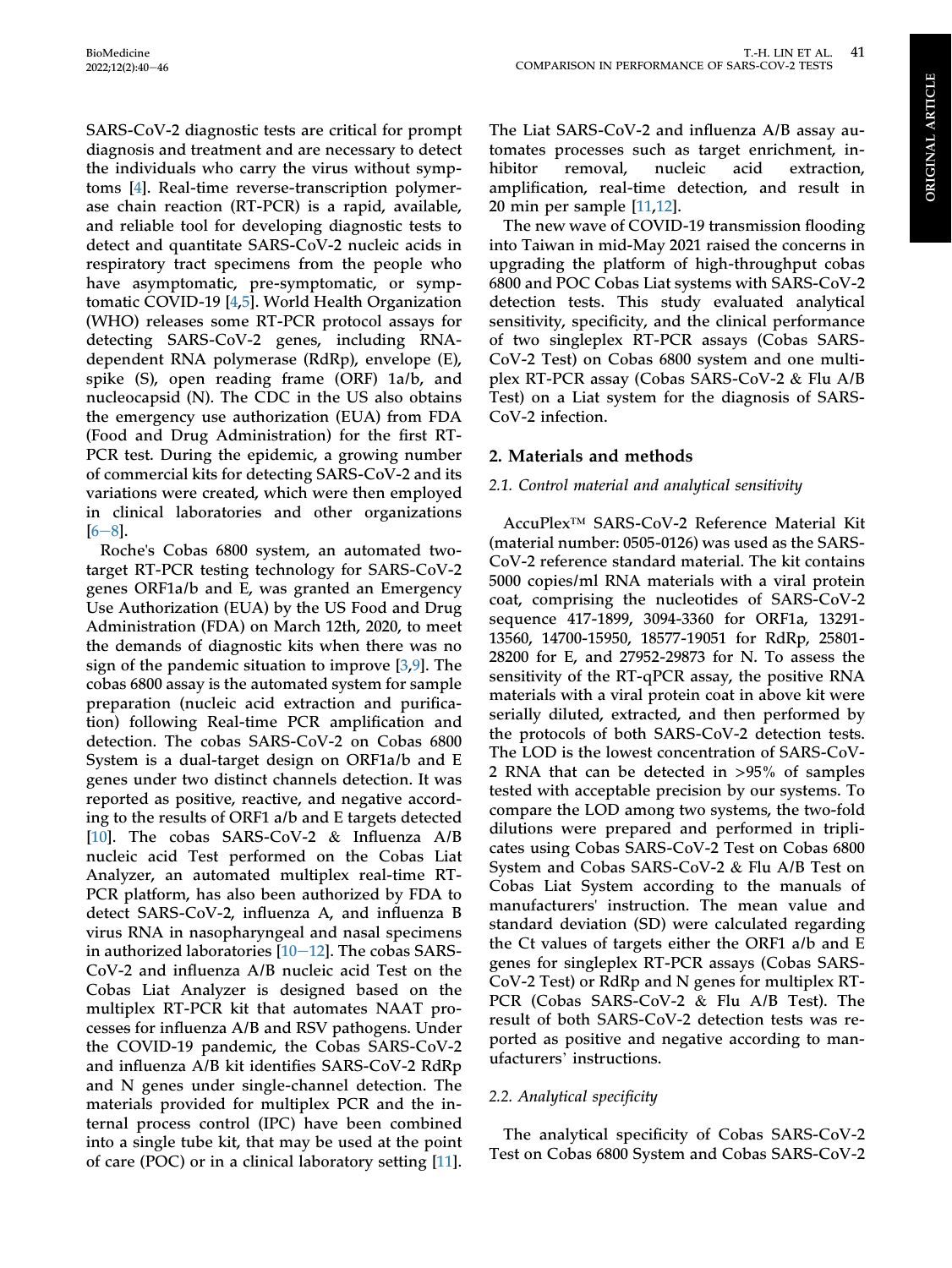SARS-CoV-2 diagnostic tests are critical for prompt diagnosis and treatment and are necessary to detect the individuals who carry the virus without symptoms [4]. Real-time reverse-transcription polymerase chain reaction (RT-PCR) is a rapid, available, and reliable tool for developing diagnostic tests to detect and quantitate SARS-CoV-2 nucleic acids in respiratory tract specimens from the people who have asymptomatic, pre-symptomatic, or symptomatic COVID-19 [4,5]. World Health Organization (WHO) releases some RT-PCR protocol assays for detecting SARS-CoV-2 genes, including RNA-dependent RNA polymerase (RdRp), envelope (E), spike (S), open reading frame (ORF) 1a/b, and nucleocapsid (N). The CDC in the US also obtains the emergency use authorization (EUA) from FDA (Food and Drug Administration) for the first RT-PCR test. During the epidemic, a growing number of commercial kits for detecting SARS-CoV-2 and its variations were created, which were then employed in clinical laboratories and other organizations [6–8].

Roche's Cobas 6800 system, an automated two-target RT-PCR testing technology for SARS-CoV-2 genes ORF1a/b and E, was granted an Emergency Use Authorization (EUA) by the US Food and Drug Administration (FDA) on March 12th, 2020, to meet the demands of diagnostic kits when there was no sign of the pandemic situation to improve [3,9]. The cobas 6800 assay is the automated system for sample preparation (nucleic acid extraction and purification) following Real-time PCR amplification and detection. The cobas SARS-CoV-2 on Cobas 6800 System is a dual-target design on ORF1a/b and E genes under two distinct channels detection. It was reported as positive, reactive, and negative according to the results of ORF1 a/b and E targets detected [10]. The cobas SARS-CoV-2 & Influenza A/B nucleic acid Test performed on the Cobas Liat Analyzer, an automated multiplex real-time RT-PCR platform, has also been authorized by FDA to detect SARS-CoV-2, influenza A, and influenza B virus RNA in nasopharyngeal and nasal specimens in authorized laboratories [10–12]. The cobas SARS-CoV-2 and influenza A/B nucleic acid Test on the Cobas Liat Analyzer is designed based on the multiplex RT-PCR kit that automates NAAT processes for influenza A/B and RSV pathogens. Under the COVID-19 pandemic, the Cobas SARS-CoV-2 and influenza A/B kit identifies SARS-CoV-2 RdRp and N genes under single-channel detection. The materials provided for multiplex PCR and the internal process control (IPC) have been combined into a single tube kit, that may be used at the point of care (POC) or in a clinical laboratory setting [11]. The Liat SARS-CoV-2 and influenza A/B assay automates processes such as target enrichment, inhibitor removal, nucleic acid extraction, amplification, real-time detection, and result in 20 min per sample [11,12].

The new wave of COVID-19 transmission flooding into Taiwan in mid-May 2021 raised the concerns in upgrading the platform of high-throughput cobas 6800 and POC Cobas Liat systems with SARS-CoV-2 detection tests. This study evaluated analytical sensitivity, specificity, and the clinical performance of two singleplex RT-PCR assays (Cobas SARS-CoV-2 Test) on Cobas 6800 system and one multiplex RT-PCR assay (Cobas SARS-CoV-2 & Flu A/B Test) on a Liat system for the diagnosis of SARS-CoV-2 infection.

## 2. Materials and methods

### 2.1. Control material and analytical sensitivity

AccuPlex™ SARS-CoV-2 Reference Material Kit (material number: 0505-0126) was used as the SARS-CoV-2 reference standard material. The kit contains 5000 copies/ml RNA materials with a viral protein coat, comprising the nucleotides of SARS-CoV-2 sequence 417-1899, 3094-3360 for ORF1a, 13291-13560, 14700-15950, 18577-19051 for RdRp, 25801-28200 for E, and 27952-29873 for N. To assess the sensitivity of the RT-qPCR assay, the positive RNA materials with a viral protein coat in above kit were serially diluted, extracted, and then performed by the protocols of both SARS-CoV-2 detection tests. The LOD is the lowest concentration of SARS-CoV-2 RNA that can be detected in >95% of samples tested with acceptable precision by our systems. To compare the LOD among two systems, the two-fold dilutions were prepared and performed in triplicates using Cobas SARS-CoV-2 Test on Cobas 6800 System and Cobas SARS-CoV-2 & Flu A/B Test on Cobas Liat System according to the manuals of manufacturers' instruction. The mean value and standard deviation (SD) were calculated regarding the Ct values of targets either the ORF1 a/b and E genes for singleplex RT-PCR assays (Cobas SARS-CoV-2 Test) or RdRp and N genes for multiplex RT-PCR (Cobas SARS-CoV-2 & Flu A/B Test). The result of both SARS-CoV-2 detection tests was reported as positive and negative according to manufacturers' instructions.

### 2.2. Analytical specificity

The analytical specificity of Cobas SARS-CoV-2 Test on Cobas 6800 System and Cobas SARS-CoV-2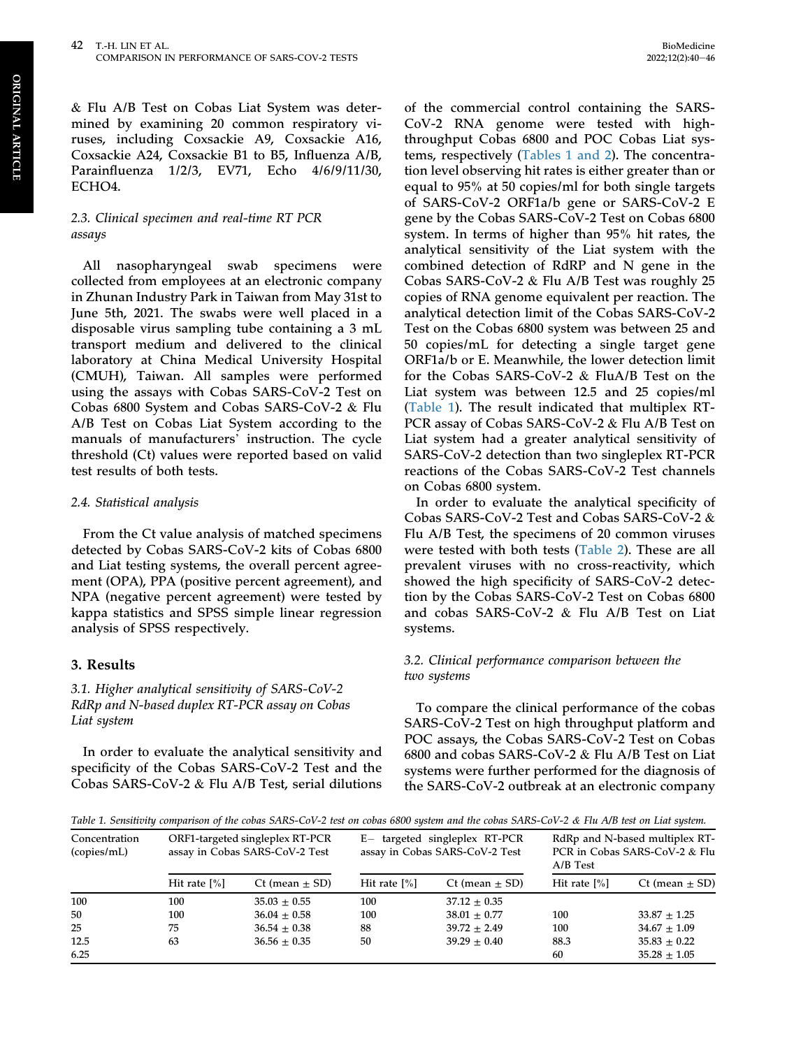& Flu A/B Test on Cobas Liat System was determined by examining 20 common respiratory viruses, including Coxsackie A9, Coxsackie A16, Coxsackie A24, Coxsackie B1 to B5, Influenza A/B, Parainfluenza 1/2/3, EV71, Echo 4/6/9/11/30, ECHO4.

### 2.3. Clinical specimen and real-time RT PCR assays

All nasopharyngeal swab specimens were collected from employees at an electronic company in Zhunan Industry Park in Taiwan from May 31st to June 5th, 2021. The swabs were well placed in a disposable virus sampling tube containing a 3 mL transport medium and delivered to the clinical laboratory at China Medical University Hospital (CMUH), Taiwan. All samples were performed using the assays with Cobas SARS-CoV-2 Test on Cobas 6800 System and Cobas SARS-CoV-2 & Flu A/B Test on Cobas Liat System according to the manuals of manufacturers' instruction. The cycle threshold (Ct) values were reported based on valid test results of both tests.

### 2.4. Statistical analysis

From the Ct value analysis of matched specimens detected by Cobas SARS-CoV-2 kits of Cobas 6800 and Liat testing systems, the overall percent agreement (OPA), PPA (positive percent agreement), and NPA (negative percent agreement) were tested by kappa statistics and SPSS simple linear regression analysis of SPSS respectively.

## 3. Results

### 3.1. Higher analytical sensitivity of SARS-CoV-2 RdRp and N-based duplex RT-PCR assay on Cobas Liat system

In order to evaluate the analytical sensitivity and specificity of the Cobas SARS-CoV-2 Test and the Cobas SARS-CoV-2 & Flu A/B Test, serial dilutions of the commercial control containing the SARS-CoV-2 RNA genome were tested with high-throughput Cobas 6800 and POC Cobas Liat systems, respectively (Tables 1 and 2). The concentration level observing hit rates is either greater than or equal to 95% at 50 copies/ml for both single targets of SARS-CoV-2 ORF1a/b gene or SARS-CoV-2 E gene by the Cobas SARS-CoV-2 Test on Cobas 6800 system. In terms of higher than 95% hit rates, the analytical sensitivity of the Liat system with the combined detection of RdRP and N gene in the Cobas SARS-CoV-2 & Flu A/B Test was roughly 25 copies of RNA genome equivalent per reaction. The analytical detection limit of the Cobas SARS-CoV-2 Test on the Cobas 6800 system was between 25 and 50 copies/mL for detecting a single target gene ORF1a/b or E. Meanwhile, the lower detection limit for the Cobas SARS-CoV-2 & FluA/B Test on the Liat system was between 12.5 and 25 copies/ml (Table 1). The result indicated that multiplex RT-PCR assay of Cobas SARS-CoV-2 & Flu A/B Test on Liat system had a greater analytical sensitivity of SARS-CoV-2 detection than two singleplex RT-PCR reactions of the Cobas SARS-CoV-2 Test channels on Cobas 6800 system.

In order to evaluate the analytical specificity of Cobas SARS-CoV-2 Test and Cobas SARS-CoV-2 & Flu A/B Test, the specimens of 20 common viruses were tested with both tests (Table 2). These are all prevalent viruses with no cross-reactivity, which showed the high specificity of SARS-CoV-2 detection by the Cobas SARS-CoV-2 Test on Cobas 6800 and cobas SARS-CoV-2 & Flu A/B Test on Liat systems.

### 3.2. Clinical performance comparison between the two systems

To compare the clinical performance of the cobas SARS-CoV-2 Test on high throughput platform and POC assays, the Cobas SARS-CoV-2 Test on Cobas 6800 and cobas SARS-CoV-2 & Flu A/B Test on Liat systems were further performed for the diagnosis of the SARS-CoV-2 outbreak at an electronic company

*Table 1. Sensitivity comparison of the cobas SARS-CoV-2 test on cobas 6800 system and the cobas SARS-CoV-2 & Flu A/B test on Liat system.*

| Concentration (copies/mL) | ORF1-targeted singleplex RT-PCR assay in Cobas SARS-CoV-2 Test | | E− targeted singleplex RT-PCR assay in Cobas SARS-CoV-2 Test | | RdRp and N-based multiplex RT-PCR in Cobas SARS-CoV-2 & Flu A/B Test | |
|---|---|---|---|---|---|---|
| | Hit rate [%] | Ct (mean ± SD) | Hit rate [%] | Ct (mean ± SD) | Hit rate [%] | Ct (mean ± SD) |
| 100 | 100 | 35.03 ± 0.55 | 100 | 37.12 ± 0.35 | | |
| 50 | 100 | 36.04 ± 0.58 | 100 | 38.01 ± 0.77 | 100 | 33.87 ± 1.25 |
| 25 | 75 | 36.54 ± 0.38 | 88 | 39.72 ± 2.49 | 100 | 34.67 ± 1.09 |
| 12.5 | 63 | 36.56 ± 0.35 | 50 | 39.29 ± 0.40 | 88.3 | 35.83 ± 0.22 |
| 6.25 | | | | | 60 | 35.28 ± 1.05 |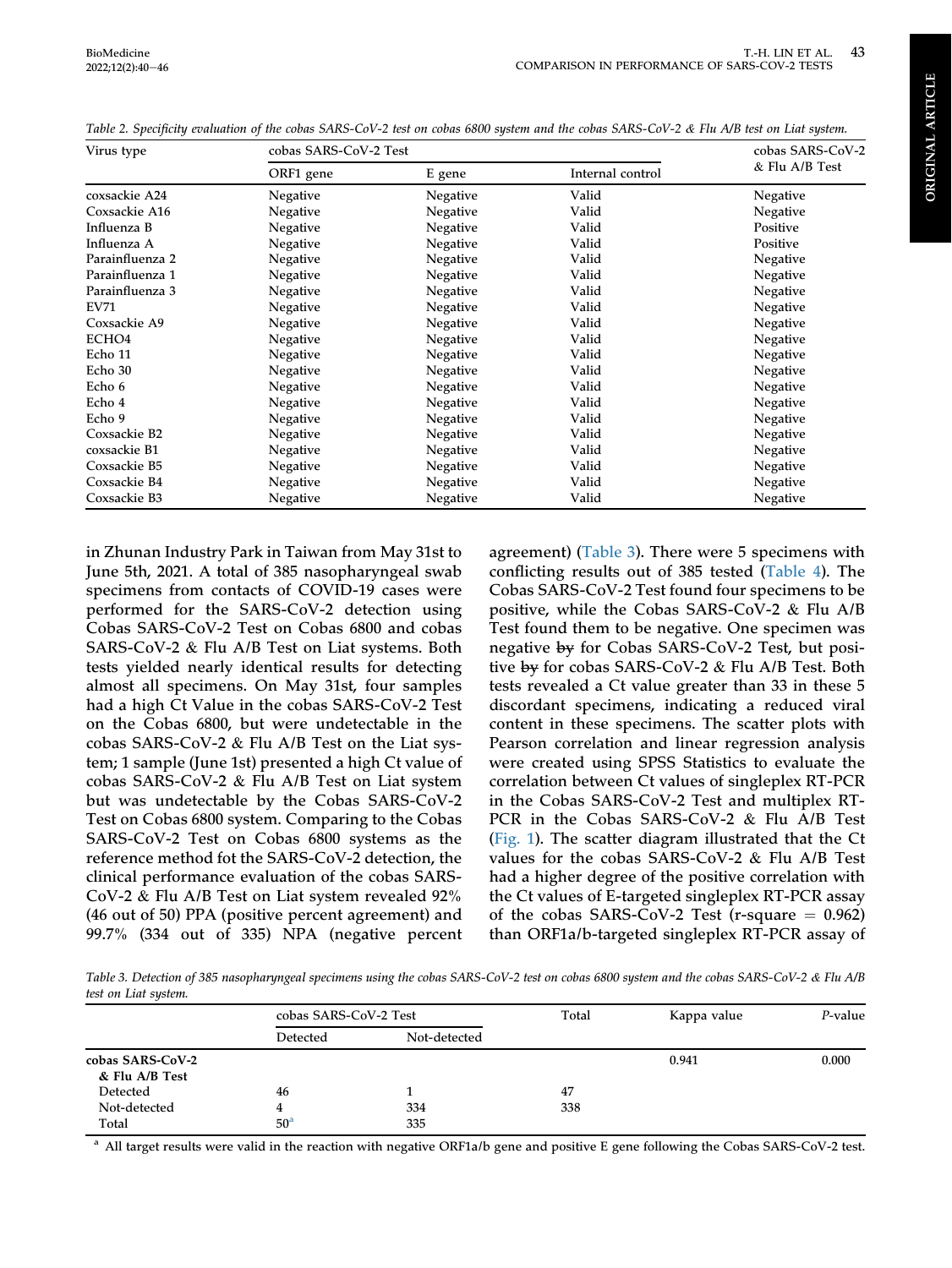Table 2. Specificity evaluation of the cobas SARS-CoV-2 test on cobas 6800 system and the cobas SARS-CoV-2 & Flu A/B test on Liat system.

| Virus type | cobas SARS-CoV-2 Test | | | cobas SARS-CoV-2 & Flu A/B Test |
|---|---|---|---|---|
| | ORF1 gene | E gene | Internal control | |
| coxsackie A24 | Negative | Negative | Valid | Negative |
| Coxsackie A16 | Negative | Negative | Valid | Negative |
| Influenza B | Negative | Negative | Valid | Positive |
| Influenza A | Negative | Negative | Valid | Positive |
| Parainfluenza 2 | Negative | Negative | Valid | Negative |
| Parainfluenza 1 | Negative | Negative | Valid | Negative |
| Parainfluenza 3 | Negative | Negative | Valid | Negative |
| EV71 | Negative | Negative | Valid | Negative |
| Coxsackie A9 | Negative | Negative | Valid | Negative |
| ECHO4 | Negative | Negative | Valid | Negative |
| Echo 11 | Negative | Negative | Valid | Negative |
| Echo 30 | Negative | Negative | Valid | Negative |
| Echo 6 | Negative | Negative | Valid | Negative |
| Echo 4 | Negative | Negative | Valid | Negative |
| Echo 9 | Negative | Negative | Valid | Negative |
| Coxsackie B2 | Negative | Negative | Valid | Negative |
| coxsackie B1 | Negative | Negative | Valid | Negative |
| Coxsackie B5 | Negative | Negative | Valid | Negative |
| Coxsackie B4 | Negative | Negative | Valid | Negative |
| Coxsackie B3 | Negative | Negative | Valid | Negative |

in Zhunan Industry Park in Taiwan from May 31st to June 5th, 2021. A total of 385 nasopharyngeal swab specimens from contacts of COVID-19 cases were performed for the SARS-CoV-2 detection using Cobas SARS-CoV-2 Test on Cobas 6800 and cobas SARS-CoV-2 & Flu A/B Test on Liat systems. Both tests yielded nearly identical results for detecting almost all specimens. On May 31st, four samples had a high Ct Value in the cobas SARS-CoV-2 Test on the Cobas 6800, but were undetectable in the cobas SARS-CoV-2 & Flu A/B Test on the Liat system; 1 sample (June 1st) presented a high Ct value of cobas SARS-CoV-2 & Flu A/B Test on Liat system but was undetectable by the Cobas SARS-CoV-2 Test on Cobas 6800 system. Comparing to the Cobas SARS-CoV-2 Test on Cobas 6800 systems as the reference method fot the SARS-CoV-2 detection, the clinical performance evaluation of the cobas SARS-CoV-2 & Flu A/B Test on Liat system revealed 92% (46 out of 50) PPA (positive percent agreement) and 99.7% (334 out of 335) NPA (negative percent agreement) (Table 3). There were 5 specimens with conflicting results out of 385 tested (Table 4). The Cobas SARS-CoV-2 Test found four specimens to be positive, while the Cobas SARS-CoV-2 & Flu A/B Test found them to be negative. One specimen was negative ~~by~~ for Cobas SARS-CoV-2 Test, but positive ~~by~~ for cobas SARS-CoV-2 & Flu A/B Test. Both tests revealed a Ct value greater than 33 in these 5 discordant specimens, indicating a reduced viral content in these specimens. The scatter plots with Pearson correlation and linear regression analysis were created using SPSS Statistics to evaluate the correlation between Ct values of singleplex RT-PCR in the Cobas SARS-CoV-2 Test and multiplex RT-PCR in the Cobas SARS-CoV-2 & Flu A/B Test (Fig. 1). The scatter diagram illustrated that the Ct values for the cobas SARS-CoV-2 & Flu A/B Test had a higher degree of the positive correlation with the Ct values of E-targeted singleplex RT-PCR assay of the cobas SARS-CoV-2 Test (r-square = 0.962) than ORF1a/b-targeted singleplex RT-PCR assay of

Table 3. Detection of 385 nasopharyngeal specimens using the cobas SARS-CoV-2 test on cobas 6800 system and the cobas SARS-CoV-2 & Flu A/B test on Liat system.

| | cobas SARS-CoV-2 Test | | Total | Kappa value | *P*-value |
|---|---|---|---|---|---|
| | Detected | Not-detected | | | |
| **cobas SARS-CoV-2 & Flu A/B Test** | | | | **0.941** | **0.000** |
| Detected | 46 | 1 | 47 | | |
| Not-detected | 4 | 334 | 338 | | |
| Total | 50[a] | 335 | | | |

[a] All target results were valid in the reaction with negative ORF1a/b gene and positive E gene following the Cobas SARS-CoV-2 test.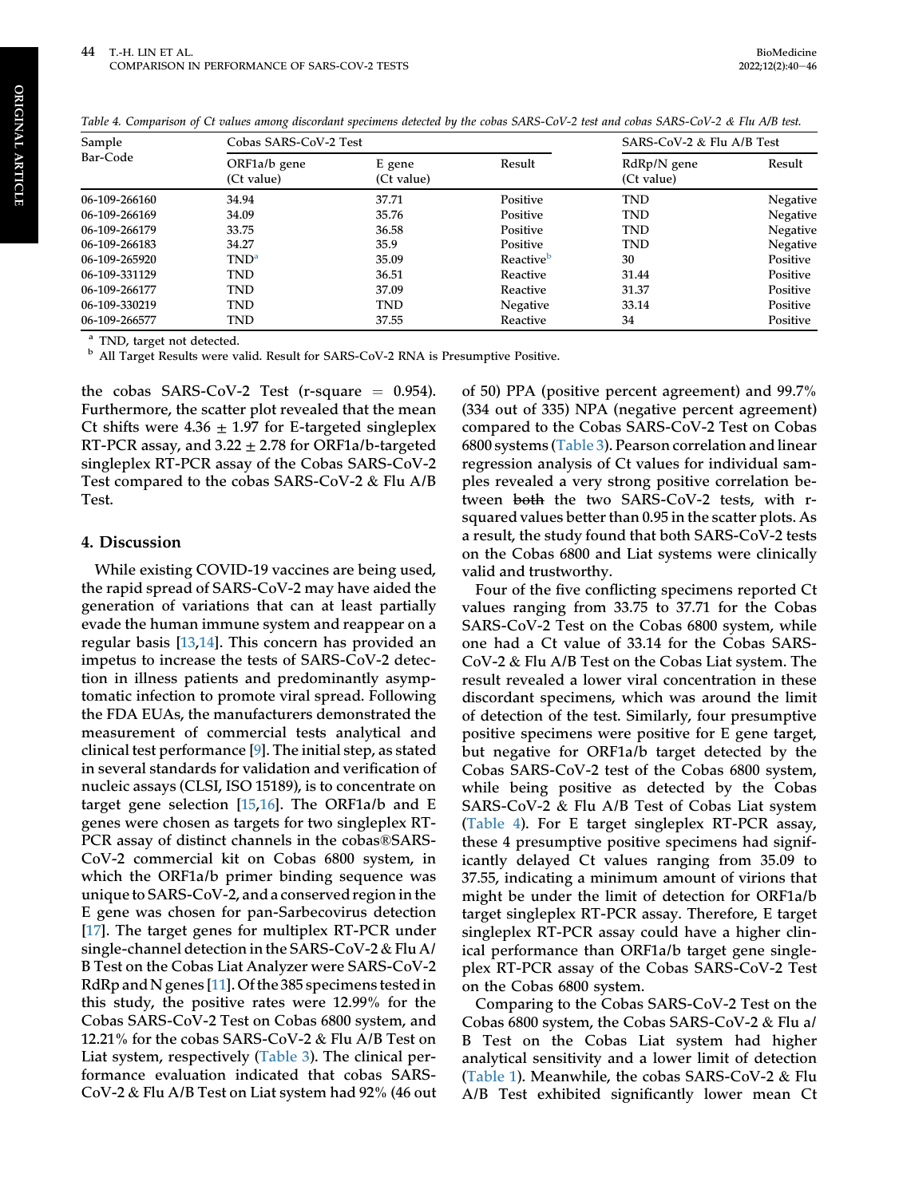Table 4. Comparison of Ct values among discordant specimens detected by the cobas SARS-CoV-2 test and cobas SARS-CoV-2 & Flu A/B test.

| Sample Bar-Code | Cobas SARS-CoV-2 Test | | | SARS-CoV-2 & Flu A/B Test | |
|---|---|---|---|---|---|
| | ORF1a/b gene (Ct value) | E gene (Ct value) | Result | RdRp/N gene (Ct value) | Result |
| 06-109-266160 | 34.94 | 37.71 | Positive | TND | Negative |
| 06-109-266169 | 34.09 | 35.76 | Positive | TND | Negative |
| 06-109-266179 | 33.75 | 36.58 | Positive | TND | Negative |
| 06-109-266183 | 34.27 | 35.9 | Positive | TND | Negative |
| 06-109-265920 | TND[a] | 35.09 | Reactive[b] | 30 | Positive |
| 06-109-331129 | TND | 36.51 | Reactive | 31.44 | Positive |
| 06-109-266177 | TND | 37.09 | Reactive | 31.37 | Positive |
| 06-109-330219 | TND | TND | Negative | 33.14 | Positive |
| 06-109-266577 | TND | 37.55 | Reactive | 34 | Positive |

[a] TND, target not detected.
[b] All Target Results were valid. Result for SARS-CoV-2 RNA is Presumptive Positive.

the cobas SARS-CoV-2 Test (r-square = 0.954). Furthermore, the scatter plot revealed that the mean Ct shifts were 4.36 ± 1.97 for E-targeted singleplex RT-PCR assay, and 3.22 ± 2.78 for ORF1a/b-targeted singleplex RT-PCR assay of the Cobas SARS-CoV-2 Test compared to the cobas SARS-CoV-2 & Flu A/B Test.

## 4. Discussion

While existing COVID-19 vaccines are being used, the rapid spread of SARS-CoV-2 may have aided the generation of variations that can at least partially evade the human immune system and reappear on a regular basis [13,14]. This concern has provided an impetus to increase the tests of SARS-CoV-2 detection in illness patients and predominantly asymptomatic infection to promote viral spread. Following the FDA EUAs, the manufacturers demonstrated the measurement of commercial tests analytical and clinical test performance [9]. The initial step, as stated in several standards for validation and verification of nucleic assays (CLSI, ISO 15189), is to concentrate on target gene selection [15,16]. The ORF1a/b and E genes were chosen as targets for two singleplex RT-PCR assay of distinct channels in the cobas®SARS-CoV-2 commercial kit on Cobas 6800 system, in which the ORF1a/b primer binding sequence was unique to SARS-CoV-2, and a conserved region in the E gene was chosen for pan-Sarbecovirus detection [17]. The target genes for multiplex RT-PCR under single-channel detection in the SARS-CoV-2 & Flu A/B Test on the Cobas Liat Analyzer were SARS-CoV-2 RdRp and N genes [11]. Of the 385 specimens tested in this study, the positive rates were 12.99% for the Cobas SARS-CoV-2 Test on Cobas 6800 system, and 12.21% for the cobas SARS-CoV-2 & Flu A/B Test on Liat system, respectively (Table 3). The clinical performance evaluation indicated that cobas SARS-CoV-2 & Flu A/B Test on Liat system had 92% (46 out of 50) PPA (positive percent agreement) and 99.7% (334 out of 335) NPA (negative percent agreement) compared to the Cobas SARS-CoV-2 Test on Cobas 6800 systems (Table 3). Pearson correlation and linear regression analysis of Ct values for individual samples revealed a very strong positive correlation between ~~both~~ the two SARS-CoV-2 tests, with r-squared values better than 0.95 in the scatter plots. As a result, the study found that both SARS-CoV-2 tests on the Cobas 6800 and Liat systems were clinically valid and trustworthy.

Four of the five conflicting specimens reported Ct values ranging from 33.75 to 37.71 for the Cobas SARS-CoV-2 Test on the Cobas 6800 system, while one had a Ct value of 33.14 for the Cobas SARS-CoV-2 & Flu A/B Test on the Cobas Liat system. The result revealed a lower viral concentration in these discordant specimens, which was around the limit of detection of the test. Similarly, four presumptive positive specimens were positive for E gene target, but negative for ORF1a/b target detected by the Cobas SARS-CoV-2 test of the Cobas 6800 system, while being positive as detected by the Cobas SARS-CoV-2 & Flu A/B Test of Cobas Liat system (Table 4). For E target singleplex RT-PCR assay, these 4 presumptive positive specimens had significantly delayed Ct values ranging from 35.09 to 37.55, indicating a minimum amount of virions that might be under the limit of detection for ORF1a/b target singleplex RT-PCR assay. Therefore, E target singleplex RT-PCR assay could have a higher clinical performance than ORF1a/b target gene singleplex RT-PCR assay of the Cobas SARS-CoV-2 Test on the Cobas 6800 system.

Comparing to the Cobas SARS-CoV-2 Test on the Cobas 6800 system, the Cobas SARS-CoV-2 & Flu a/B Test on the Cobas Liat system had higher analytical sensitivity and a lower limit of detection (Table 1). Meanwhile, the cobas SARS-CoV-2 & Flu A/B Test exhibited significantly lower mean Ct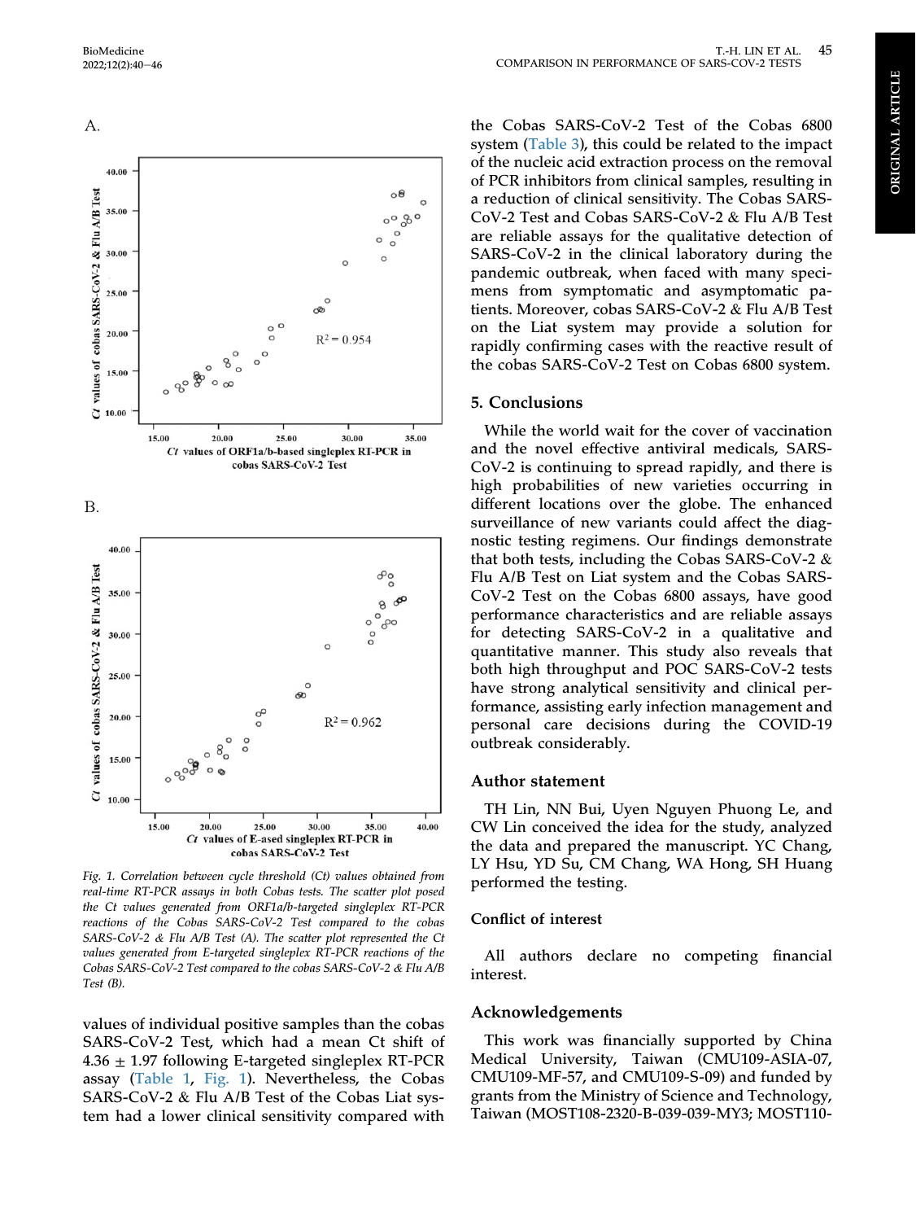A.

B.

*Fig. 1. Correlation between cycle threshold (Ct) values obtained from real-time RT-PCR assays in both Cobas tests. The scatter plot posed the Ct values generated from ORF1a/b-targeted singleplex RT-PCR reactions of the Cobas SARS-CoV-2 Test compared to the cobas SARS-CoV-2 & Flu A/B Test (A). The scatter plot represented the Ct values generated from E-targeted singleplex RT-PCR reactions of the Cobas SARS-CoV-2 Test compared to the cobas SARS-CoV-2 & Flu A/B Test (B).*

values of individual positive samples than the cobas SARS-CoV-2 Test, which had a mean Ct shift of 4.36 ± 1.97 following E-targeted singleplex RT-PCR assay (Table 1, Fig. 1). Nevertheless, the Cobas SARS-CoV-2 & Flu A/B Test of the Cobas Liat system had a lower clinical sensitivity compared with the Cobas SARS-CoV-2 Test of the Cobas 6800 system (Table 3), this could be related to the impact of the nucleic acid extraction process on the removal of PCR inhibitors from clinical samples, resulting in a reduction of clinical sensitivity. The Cobas SARS-CoV-2 Test and Cobas SARS-CoV-2 & Flu A/B Test are reliable assays for the qualitative detection of SARS-CoV-2 in the clinical laboratory during the pandemic outbreak, when faced with many specimens from symptomatic and asymptomatic patients. Moreover, cobas SARS-CoV-2 & Flu A/B Test on the Liat system may provide a solution for rapidly confirming cases with the reactive result of the cobas SARS-CoV-2 Test on Cobas 6800 system.

## 5. Conclusions

While the world wait for the cover of vaccination and the novel effective antiviral medicals, SARS-CoV-2 is continuing to spread rapidly, and there is high probabilities of new varieties occurring in different locations over the globe. The enhanced surveillance of new variants could affect the diagnostic testing regimens. Our findings demonstrate that both tests, including the Cobas SARS-CoV-2 & Flu A/B Test on Liat system and the Cobas SARS-CoV-2 Test on the Cobas 6800 assays, have good performance characteristics and are reliable assays for detecting SARS-CoV-2 in a qualitative and quantitative manner. This study also reveals that both high throughput and POC SARS-CoV-2 tests have strong analytical sensitivity and clinical performance, assisting early infection management and personal care decisions during the COVID-19 outbreak considerably.

## Author statement

TH Lin, NN Bui, Uyen Nguyen Phuong Le, and CW Lin conceived the idea for the study, analyzed the data and prepared the manuscript. YC Chang, LY Hsu, YD Su, CM Chang, WA Hong, SH Huang performed the testing.

## Conflict of interest

All authors declare no competing financial interest.

## Acknowledgements

This work was financially supported by China Medical University, Taiwan (CMU109-ASIA-07, CMU109-MF-57, and CMU109-S-09) and funded by grants from the Ministry of Science and Technology, Taiwan (MOST108-2320-B-039-039-MY3; MOST110-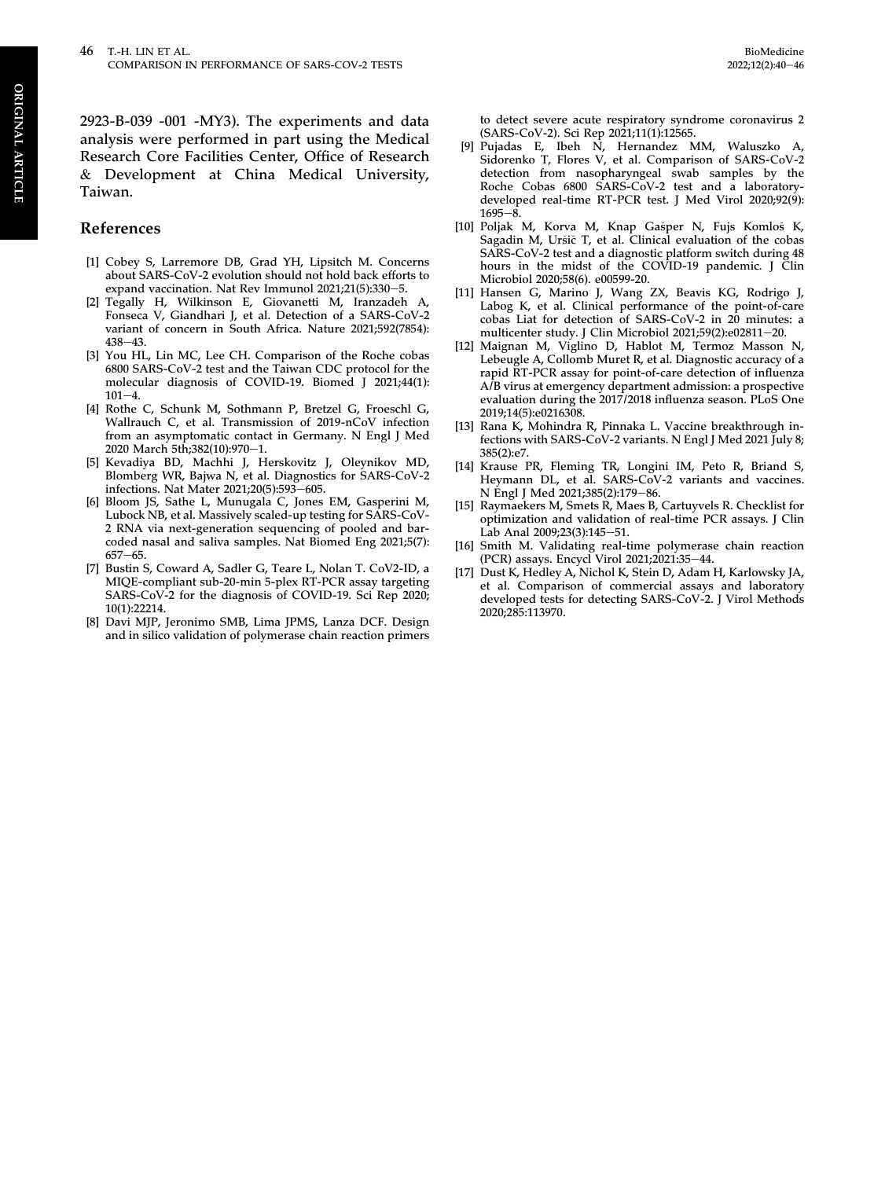2923-B-039 -001 -MY3). The experiments and data analysis were performed in part using the Medical Research Core Facilities Center, Office of Research & Development at China Medical University, Taiwan.

## References

[1] Cobey S, Larremore DB, Grad YH, Lipsitch M. Concerns about SARS-CoV-2 evolution should not hold back efforts to expand vaccination. Nat Rev Immunol 2021;21(5):330−5.

[2] Tegally H, Wilkinson E, Giovanetti M, Iranzadeh A, Fonseca V, Giandhari J, et al. Detection of a SARS-CoV-2 variant of concern in South Africa. Nature 2021;592(7854): 438−43.

[3] You HL, Lin MC, Lee CH. Comparison of the Roche cobas 6800 SARS-CoV-2 test and the Taiwan CDC protocol for the molecular diagnosis of COVID-19. Biomed J 2021;44(1): 101−4.

[4] Rothe C, Schunk M, Sothmann P, Bretzel G, Froeschl G, Wallrauch C, et al. Transmission of 2019-nCoV infection from an asymptomatic contact in Germany. N Engl J Med 2020 March 5th;382(10):970−1.

[5] Kevadiya BD, Machhi J, Herskovitz J, Oleynikov MD, Blomberg WR, Bajwa N, et al. Diagnostics for SARS-CoV-2 infections. Nat Mater 2021;20(5):593−605.

[6] Bloom JS, Sathe L, Munugala C, Jones EM, Gasperini M, Lubock NB, et al. Massively scaled-up testing for SARS-CoV-2 RNA via next-generation sequencing of pooled and barcoded nasal and saliva samples. Nat Biomed Eng 2021;5(7): 657−65.

[7] Bustin S, Coward A, Sadler G, Teare L, Nolan T. CoV2-ID, a MIQE-compliant sub-20-min 5-plex RT-PCR assay targeting SARS-CoV-2 for the diagnosis of COVID-19. Sci Rep 2020; 10(1):22214.

[8] Davi MJP, Jeronimo SMB, Lima JPMS, Lanza DCF. Design and in silico validation of polymerase chain reaction primers to detect severe acute respiratory syndrome coronavirus 2 (SARS-CoV-2). Sci Rep 2021;11(1):12565.

[9] Pujadas E, Ibeh N, Hernandez MM, Waluszko A, Sidorenko T, Flores V, et al. Comparison of SARS-CoV-2 detection from nasopharyngeal swab samples by the Roche Cobas 6800 SARS-CoV-2 test and a laboratory-developed real-time RT-PCR test. J Med Virol 2020;92(9): 1695−8.

[10] Poljak M, Korva M, Knap Gašper N, Fujs Komloš K, Sagadin M, Uršič T, et al. Clinical evaluation of the cobas SARS-CoV-2 test and a diagnostic platform switch during 48 hours in the midst of the COVID-19 pandemic. J Clin Microbiol 2020;58(6). e00599-20.

[11] Hansen G, Marino J, Wang ZX, Beavis KG, Rodrigo J, Labog K, et al. Clinical performance of the point-of-care cobas Liat for detection of SARS-CoV-2 in 20 minutes: a multicenter study. J Clin Microbiol 2021;59(2):e02811−20.

[12] Maignan M, Viglino D, Hablot M, Termoz Masson N, Lebeugle A, Collomb Muret R, et al. Diagnostic accuracy of a rapid RT-PCR assay for point-of-care detection of influenza A/B virus at emergency department admission: a prospective evaluation during the 2017/2018 influenza season. PLoS One 2019;14(5):e0216308.

[13] Rana K, Mohindra R, Pinnaka L. Vaccine breakthrough infections with SARS-CoV-2 variants. N Engl J Med 2021 July 8; 385(2):e7.

[14] Krause PR, Fleming TR, Longini IM, Peto R, Briand S, Heymann DL, et al. SARS-CoV-2 variants and vaccines. N Engl J Med 2021;385(2):179−86.

[15] Raymaekers M, Smets R, Maes B, Cartuyvels R. Checklist for optimization and validation of real-time PCR assays. J Clin Lab Anal 2009;23(3):145−51.

[16] Smith M. Validating real-time polymerase chain reaction (PCR) assays. Encycl Virol 2021;2021:35−44.

[17] Dust K, Hedley A, Nichol K, Stein D, Adam H, Karlowsky JA, et al. Comparison of commercial assays and laboratory developed tests for detecting SARS-CoV-2. J Virol Methods 2020;285:113970.